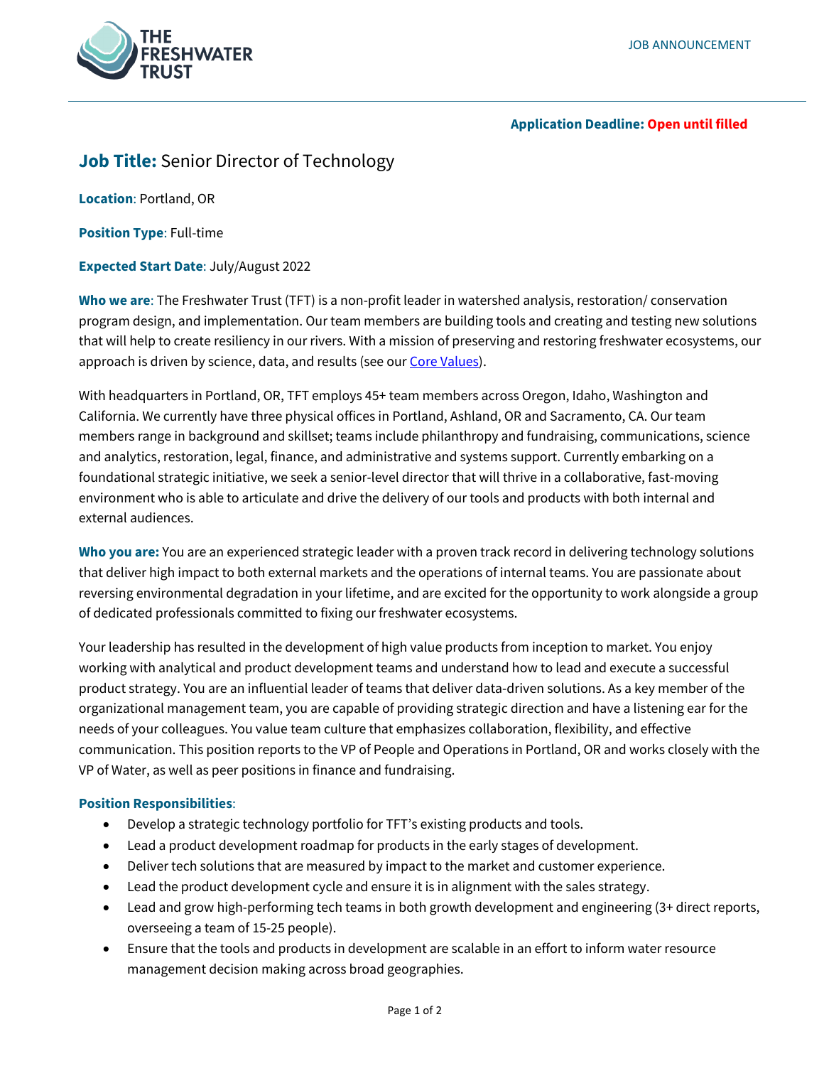THE FRESHWATER TRUST

JOB ANNOUNCEMENT

**Application Deadline: Open until filled**

# **Job Title:** Senior Director of Technology

**Location**: Portland, OR

**Position Type**: Full-time

**Expected Start Date**: July/August 2022

**Who we are**: The Freshwater Trust (TFT) is a non-profit leader in watershed analysis, restoration/ conservation program design, and implementation. Our team members are building tools and creating and testing new solutions that will help to create resiliency in our rivers. With a mission of preserving and restoring freshwater ecosystems, our approach is driven by science, data, and results (see our Core Values).

With headquarters in Portland, OR, TFT employs 45+ team members across Oregon, Idaho, Washington and California. We currently have three physical offices in Portland, Ashland, OR and Sacramento, CA. Our team members range in background and skillset; teams include philanthropy and fundraising, communications, science and analytics, restoration, legal, finance, and administrative and systems support. Currently embarking on a foundational strategic initiative, we seek a senior-level director that will thrive in a collaborative, fast-moving environment who is able to articulate and drive the delivery of our tools and products with both internal and external audiences.

**Who you are:** You are an experienced strategic leader with a proven track record in delivering technology solutions that deliver high impact to both external markets and the operations of internal teams. You are passionate about reversing environmental degradation in your lifetime, and are excited for the opportunity to work alongside a group of dedicated professionals committed to fixing our freshwater ecosystems.

Your leadership has resulted in the development of high value products from inception to market. You enjoy working with analytical and product development teams and understand how to lead and execute a successful product strategy. You are an influential leader of teams that deliver data-driven solutions. As a key member of the organizational management team, you are capable of providing strategic direction and have a listening ear for the needs of your colleagues. You value team culture that emphasizes collaboration, flexibility, and effective communication. This position reports to the VP of People and Operations in Portland, OR and works closely with the VP of Water, as well as peer positions in finance and fundraising.

**Position Responsibilities**:

- Develop a strategic technology portfolio for TFT's existing products and tools.
- Lead a product development roadmap for products in the early stages of development.
- Deliver tech solutions that are measured by impact to the market and customer experience.
- Lead the product development cycle and ensure it is in alignment with the sales strategy.
- Lead and grow high-performing tech teams in both growth development and engineering (3+ direct reports, overseeing a team of 15-25 people).
- Ensure that the tools and products in development are scalable in an effort to inform water resource management decision making across broad geographies.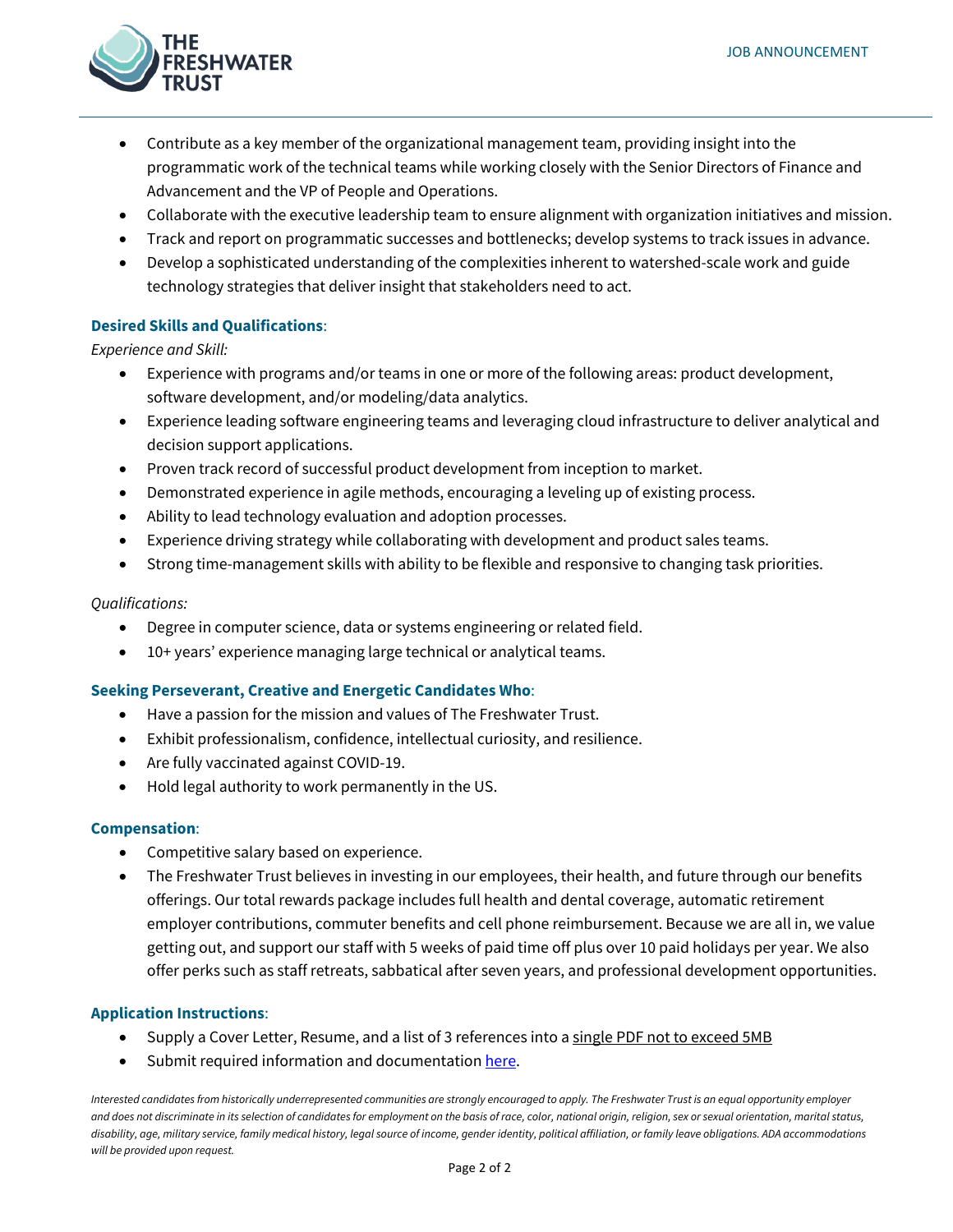- Contribute as a key member of the organizational management team, providing insight into the programmatic work of the technical teams while working closely with the Senior Directors of Finance and Advancement and the VP of People and Operations.
- Collaborate with the executive leadership team to ensure alignment with organization initiatives and mission.
- Track and report on programmatic successes and bottlenecks; develop systems to track issues in advance.
- Develop a sophisticated understanding of the complexities inherent to watershed-scale work and guide technology strategies that deliver insight that stakeholders need to act.

### Desired Skills and Qualifications:

*Experience and Skill:*

- Experience with programs and/or teams in one or more of the following areas: product development, software development, and/or modeling/data analytics.
- Experience leading software engineering teams and leveraging cloud infrastructure to deliver analytical and decision support applications.
- Proven track record of successful product development from inception to market.
- Demonstrated experience in agile methods, encouraging a leveling up of existing process.
- Ability to lead technology evaluation and adoption processes.
- Experience driving strategy while collaborating with development and product sales teams.
- Strong time-management skills with ability to be flexible and responsive to changing task priorities.

*Qualifications:*

- Degree in computer science, data or systems engineering or related field.
- 10+ years' experience managing large technical or analytical teams.

### Seeking Perseverant, Creative and Energetic Candidates Who:

- Have a passion for the mission and values of The Freshwater Trust.
- Exhibit professionalism, confidence, intellectual curiosity, and resilience.
- Are fully vaccinated against COVID-19.
- Hold legal authority to work permanently in the US.

### Compensation:

- Competitive salary based on experience.
- The Freshwater Trust believes in investing in our employees, their health, and future through our benefits offerings. Our total rewards package includes full health and dental coverage, automatic retirement employer contributions, commuter benefits and cell phone reimbursement. Because we are all in, we value getting out, and support our staff with 5 weeks of paid time off plus over 10 paid holidays per year. We also offer perks such as staff retreats, sabbatical after seven years, and professional development opportunities.

### Application Instructions:

- Supply a Cover Letter, Resume, and a list of 3 references into a single PDF not to exceed 5MB
- Submit required information and documentation here.

*Interested candidates from historically underrepresented communities are strongly encouraged to apply. The Freshwater Trust is an equal opportunity employer and does not discriminate in its selection of candidates for employment on the basis of race, color, national origin, religion, sex or sexual orientation, marital status, disability, age, military service, family medical history, legal source of income, gender identity, political affiliation, or family leave obligations. ADA accommodations will be provided upon request.*